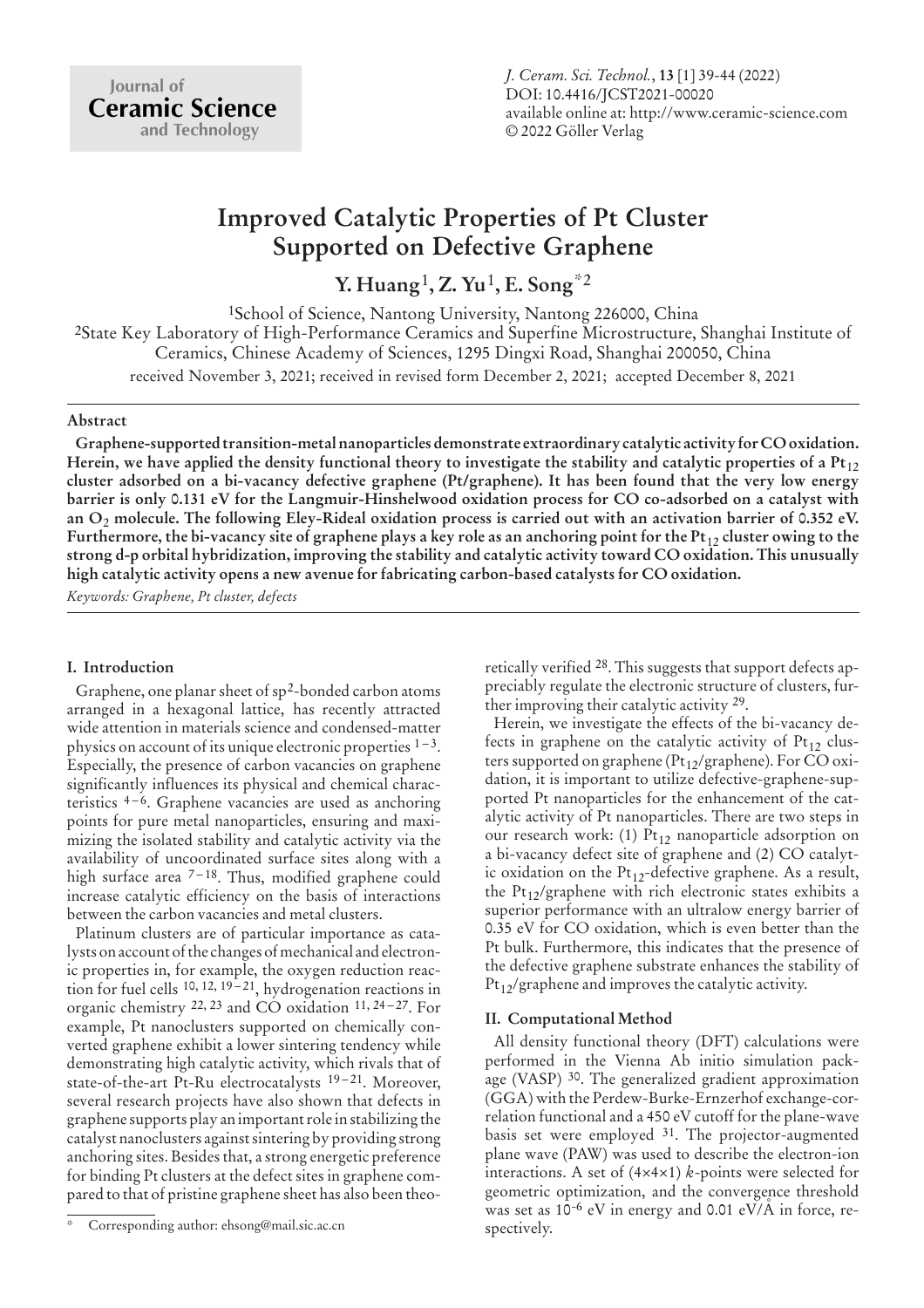# Improved Catalytic Properties of Pt Cluster Supported on Defective Graphene

**Y. Huang[1], Z. Yu[1], E. Song[*2]**

[1]School of Science, Nantong University, Nantong 226000, China

[2]State Key Laboratory of High-Performance Ceramics and Superfine Microstructure, Shanghai Institute of Ceramics, Chinese Academy of Sciences, 1295 Dingxi Road, Shanghai 200050, China

received November 3, 2021; received in revised form December 2, 2021; accepted December 8, 2021

## Abstract

**Graphene-supported transition-metal nanoparticles demonstrate extraordinary catalytic activity for CO oxidation. Herein, we have applied the density functional theory to investigate the stability and catalytic properties of a $Pt_{12}$ cluster adsorbed on a bi-vacancy defective graphene (Pt/graphene). It has been found that the very low energy barrier is only 0.131 eV for the Langmuir-Hinshelwood oxidation process for CO co-adsorbed on a catalyst with an $O_2$ molecule. The following Eley-Rideal oxidation process is carried out with an activation barrier of 0.352 eV. Furthermore, the bi-vacancy site of graphene plays a key role as an anchoring point for the $Pt_{12}$ cluster owing to the strong d-p orbital hybridization, improving the stability and catalytic activity toward CO oxidation. This unusually high catalytic activity opens a new avenue for fabricating carbon-based catalysts for CO oxidation.**

*Keywords: Graphene, Pt cluster, defects*

## I. Introduction

Graphene, one planar sheet of $sp^2$-bonded carbon atoms arranged in a hexagonal lattice, has recently attracted wide attention in materials science and condensed-matter physics on account of its unique electronic properties [1–3]. Especially, the presence of carbon vacancies on graphene significantly influences its physical and chemical characteristics [4–6]. Graphene vacancies are used as anchoring points for pure metal nanoparticles, ensuring and maximizing the isolated stability and catalytic activity via the availability of uncoordinated surface sites along with a high surface area [7–18]. Thus, modified graphene could increase catalytic efficiency on the basis of interactions between the carbon vacancies and metal clusters.

Platinum clusters are of particular importance as catalysts on account of the changes of mechanical and electronic properties in, for example, the oxygen reduction reaction for fuel cells [10, 12, 19–21], hydrogenation reactions in organic chemistry [22, 23] and CO oxidation [11, 24–27]. For example, Pt nanoclusters supported on chemically converted graphene exhibit a lower sintering tendency while demonstrating high catalytic activity, which rivals that of state-of-the-art Pt-Ru electrocatalysts [19–21]. Moreover, several research projects have also shown that defects in graphene supports play an important role in stabilizing the catalyst nanoclusters against sintering by providing strong anchoring sites. Besides that, a strong energetic preference for binding Pt clusters at the defect sites in graphene compared to that of pristine graphene sheet has also been theoretically verified [28]. This suggests that support defects appreciably regulate the electronic structure of clusters, further improving their catalytic activity [29].

Herein, we investigate the effects of the bi-vacancy defects in graphene on the catalytic activity of $Pt_{12}$ clusters supported on graphene ($Pt_{12}$/graphene). For CO oxidation, it is important to utilize defective-graphene-supported Pt nanoparticles for the enhancement of the catalytic activity of Pt nanoparticles. There are two steps in our research work: (1) $Pt_{12}$ nanoparticle adsorption on a bi-vacancy defect site of graphene and (2) CO catalytic oxidation on the $Pt_{12}$-defective graphene. As a result, the $Pt_{12}$/graphene with rich electronic states exhibits a superior performance with an ultralow energy barrier of 0.35 eV for CO oxidation, which is even better than the Pt bulk. Furthermore, this indicates that the presence of the defective graphene substrate enhances the stability of $Pt_{12}$/graphene and improves the catalytic activity.

## II. Computational Method

All density functional theory (DFT) calculations were performed in the Vienna Ab initio simulation package (VASP) [30]. The generalized gradient approximation (GGA) with the Perdew-Burke-Ernzerhof exchange-correlation functional and a 450 eV cutoff for the plane-wave basis set were employed [31]. The projector-augmented plane wave (PAW) was used to describe the electron-ion interactions. A set of (4×4×1) *k*-points were selected for geometric optimization, and the convergence threshold was set as $10^{-6}$ eV in energy and 0.01 eV/Å in force, respectively.

[*] Corresponding author: ehsong@mail.sic.ac.cn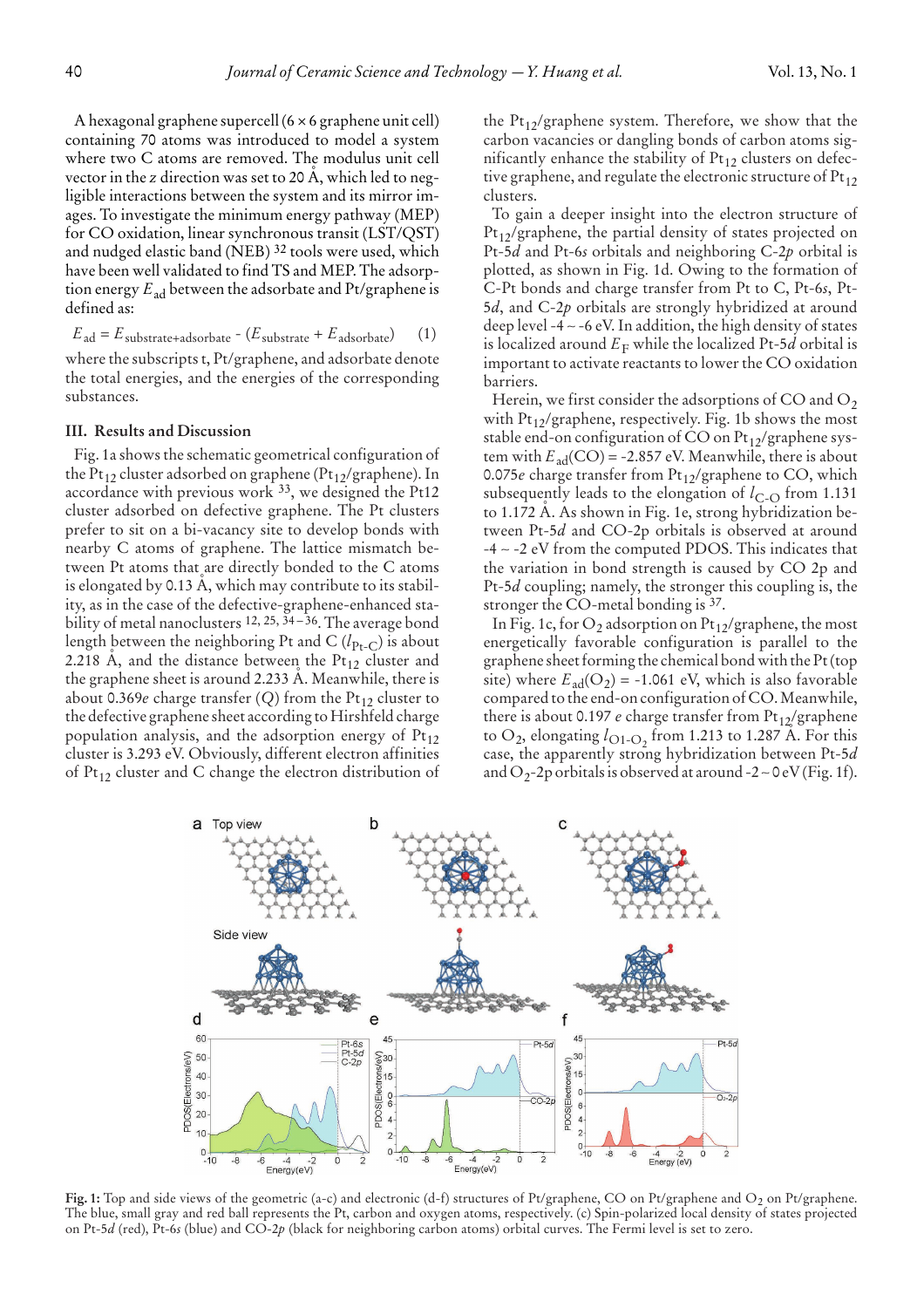A hexagonal graphene supercell (6 × 6 graphene unit cell) containing 70 atoms was introduced to model a system where two C atoms are removed. The modulus unit cell vector in the *z* direction was set to 20 Å, which led to negligible interactions between the system and its mirror images. To investigate the minimum energy pathway (MEP) for CO oxidation, linear synchronous transit (LST/QST) and nudged elastic band (NEB) [32] tools were used, which have been well validated to find TS and MEP. The adsorption energy $E_{ad}$ between the adsorbate and Pt/graphene is defined as:

$$E_{ad} = E_{substrate+adsorbate} - (E_{substrate} + E_{adsorbate}) \quad (1)$$

where the subscripts t, Pt/graphene, and adsorbate denote the total energies, and the energies of the corresponding substances.

## III. Results and Discussion

Fig. 1a shows the schematic geometrical configuration of the $Pt_{12}$ cluster adsorbed on graphene ($Pt_{12}$/graphene). In accordance with previous work [33], we designed the Pt12 cluster adsorbed on defective graphene. The Pt clusters prefer to sit on a bi-vacancy site to develop bonds with nearby C atoms of graphene. The lattice mismatch between Pt atoms that are directly bonded to the C atoms is elongated by 0.13 Å, which may contribute to its stability, as in the case of the defective-graphene-enhanced stability of metal nanoclusters [12, 25, 34–36]. The average bond length between the neighboring Pt and C ($l_{Pt-C}$) is about 2.218 Å, and the distance between the $Pt_{12}$ cluster and the graphene sheet is around 2.233 Å. Meanwhile, there is about 0.369*e* charge transfer (Q) from the $Pt_{12}$ cluster to the defective graphene sheet according to Hirshfeld charge population analysis, and the adsorption energy of $Pt_{12}$ cluster is 3.293 eV. Obviously, different electron affinities of $Pt_{12}$ cluster and C change the electron distribution of the $Pt_{12}$/graphene system. Therefore, we show that the carbon vacancies or dangling bonds of carbon atoms significantly enhance the stability of $Pt_{12}$ clusters on defective graphene, and regulate the electronic structure of $Pt_{12}$ clusters.

To gain a deeper insight into the electron structure of $Pt_{12}$/graphene, the partial density of states projected on Pt-5*d* and Pt-6*s* orbitals and neighboring C-2*p* orbital is plotted, as shown in Fig. 1d. Owing to the formation of C-Pt bonds and charge transfer from Pt to C, Pt-6*s*, Pt-5*d*, and C-2*p* orbitals are strongly hybridized at around deep level -4 ~ -6 eV. In addition, the high density of states is localized around $E_F$ while the localized Pt-5*d* orbital is important to activate reactants to lower the CO oxidation barriers.

Herein, we first consider the adsorptions of CO and $O_2$ with $Pt_{12}$/graphene, respectively. Fig. 1b shows the most stable end-on configuration of CO on $Pt_{12}$/graphene system with $E_{ad}(CO)$ = -2.857 eV. Meanwhile, there is about 0.075*e* charge transfer from $Pt_{12}$/graphene to CO, which subsequently leads to the elongation of $l_{C-O}$ from 1.131 to 1.172 Å. As shown in Fig. 1e, strong hybridization between Pt-5*d* and CO-2p orbitals is observed at around -4 ~ -2 eV from the computed PDOS. This indicates that the variation in bond strength is caused by CO 2p and Pt-5*d* coupling; namely, the stronger this coupling is, the stronger the CO-metal bonding is [37].

In Fig. 1c, for $O_2$ adsorption on $Pt_{12}$/graphene, the most energetically favorable configuration is parallel to the graphene sheet forming the chemical bond with the Pt (top site) where $E_{ad}(O_2)$ = -1.061 eV, which is also favorable compared to the end-on configuration of CO. Meanwhile, there is about 0.197 *e* charge transfer from $Pt_{12}$/graphene to $O_2$, elongating $l_{O1-O_2}$ from 1.213 to 1.287 Å. For this case, the apparently strong hybridization between Pt-5*d* and $O_2$-2p orbitals is observed at around -2 ~ 0 eV (Fig. 1f).

**Fig. 1:** Top and side views of the geometric (a-c) and electronic (d-f) structures of Pt/graphene, CO on Pt/graphene and $O_2$ on Pt/graphene. The blue, small gray and red ball represents the Pt, carbon and oxygen atoms, respectively. (c) Spin-polarized local density of states projected on Pt-5*d* (red), Pt-6*s* (blue) and CO-2*p* (black for neighboring carbon atoms) orbital curves. The Fermi level is set to zero.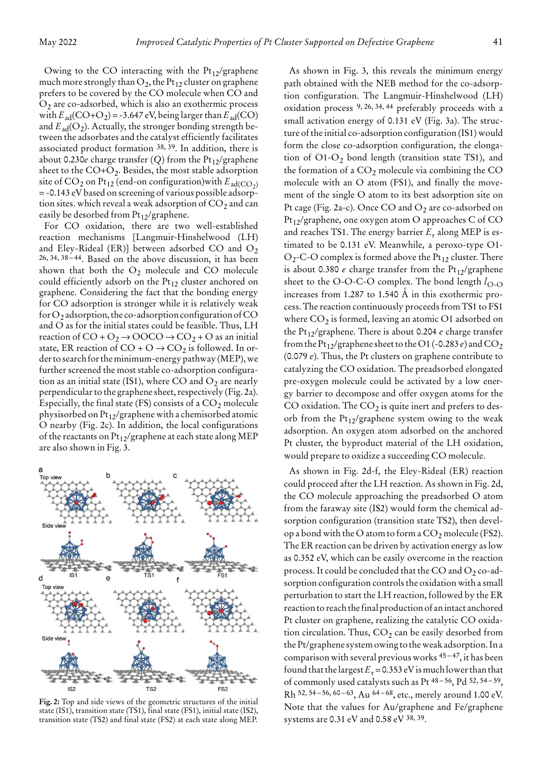Owing to the CO interacting with the $Pt_{12}$/graphene much more strongly than $O_2$, the $Pt_{12}$ cluster on graphene prefers to be covered by the CO molecule when CO and $O_2$ are co-adsorbed, which is also an exothermic process with $E_{ad}(CO+O_2) = -3.647$ eV, being larger than $E_{ad}(CO)$ and $E_{ad}(O_2)$. Actually, the stronger bonding strength between the adsorbates and the catalyst efficiently facilitates associated product formation [38, 39]. In addition, there is about $0.230e$ charge transfer ($Q$) from the $Pt_{12}$/graphene sheet to the CO+$O_2$. Besides, the most stable adsorption site of $CO_2$ on $Pt_{12}$ (end-on configuration)with $E_{ad(CO_2)} = -0.143$ eV based on screening of various possible adsorption sites. which reveal a weak adsorption of $CO_2$ and can easily be desorbed from $Pt_{12}$/graphene.

For CO oxidation, there are two well-established reaction mechanisms [Langmuir-Hinshelwood (LH) and Eley-Rideal (ER)] between adsorbed CO and $O_2$ [26, 34, 38–44]. Based on the above discussion, it has been shown that both the $O_2$ molecule and CO molecule could efficiently adsorb on the $Pt_{12}$ cluster anchored on graphene. Considering the fact that the bonding energy for CO adsorption is stronger while it is relatively weak for $O_2$ adsorption, the co-adsorption configuration of CO and O as for the initial states could be feasible. Thus, LH reaction of $CO + O_2 \rightarrow OOCO \rightarrow CO_2 + O$ as an initial state, ER reaction of $CO + O \rightarrow CO_2$ is followed. In order to search for the minimum-energy pathway (MEP), we further screened the most stable co-adsorption configuration as an initial state (IS1), where CO and $O_2$ are nearly perpendicular to the graphene sheet, respectively (Fig. 2a). Especially, the final state (FS) consists of a $CO_2$ molecule physisorbed on $Pt_{12}$/graphene with a chemisorbed atomic O nearby (Fig. 2c). In addition, the local configurations of the reactants on $Pt_{12}$/graphene at each state along MEP are also shown in Fig. 3.

**Fig. 2:** Top and side views of the geometric structures of the initial state (IS1), transition state (TS1), final state (FS1), initial state (IS2), transition state (TS2) and final state (FS2) at each state along MEP.

As shown in Fig. 3, this reveals the minimum energy path obtained with the NEB method for the co-adsorption configuration. The Langmuir-Hinshelwood (LH) oxidation process [9, 26, 34, 44] preferably proceeds with a small activation energy of 0.131 eV (Fig. 3a). The structure of the initial co-adsorption configuration (IS1) would form the close co-adsorption configuration, the elongation of O1-$O_2$ bond length (transition state TS1), and the formation of a $CO_2$ molecule via combining the CO molecule with an O atom (FS1), and finally the movement of the single O atom to its best adsorption site on Pt cage (Fig. 2a-c). Once CO and $O_2$ are co-adsorbed on $Pt_{12}$/graphene, one oxygen atom O approaches C of CO and reaches TS1. The energy barrier $E_r$ along MEP is estimated to be 0.131 eV. Meanwhile, a peroxo-type O1-$O_2$-C-O complex is formed above the $Pt_{12}$ cluster. There is about 0.380 $e$ charge transfer from the $Pt_{12}$/graphene sheet to the O-O-C-O complex. The bond length $l_{O\text{-}O}$ increases from 1.287 to 1.540 Å in this exothermic process. The reaction continuously proceeds from TS1 to FS1 where $CO_2$ is formed, leaving an atomic O1 adsorbed on the $Pt_{12}$/graphene. There is about 0.204 $e$ charge transfer from the $Pt_{12}$/graphene sheet to the O1 (-0.283 $e$) and $CO_2$ (0.079 $e$). Thus, the Pt clusters on graphene contribute to catalyzing the CO oxidation. The preadsorbed elongated pre-oxygen molecule could be activated by a low energy barrier to decompose and offer oxygen atoms for the CO oxidation. The $CO_2$ is quite inert and prefers to desorb from the $Pt_{12}$/graphene system owing to the weak adsorption. An oxygen atom adsorbed on the anchored Pt cluster, the byproduct material of the LH oxidation, would prepare to oxidize a succeeding CO molecule.

As shown in Fig. 2d-f, the Eley-Rideal (ER) reaction could proceed after the LH reaction. As shown in Fig. 2d, the CO molecule approaching the preadsorbed O atom from the faraway site (IS2) would form the chemical adsorption configuration (transition state TS2), then develop a bond with the O atom to form a $CO_2$ molecule (FS2). The ER reaction can be driven by activation energy as low as 0.352 eV, which can be easily overcome in the reaction process. It could be concluded that the CO and $O_2$ co-adsorption configuration controls the oxidation with a small perturbation to start the LH reaction, followed by the ER reaction to reach the final production of an intact anchored Pt cluster on graphene, realizing the catalytic CO oxidation circulation. Thus, $CO_2$ can be easily desorbed from the Pt/graphene system owing to the weak adsorption. In a comparison with several previous works [45–47], it has been found that the largest $E_r = 0.353$ eV is much lower than that of commonly used catalysts such as Pt [48–56], Pd [52, 54–59], Rh [52, 54–56, 60–63], Au [64–68], etc., merely around 1.00 eV. Note that the values for Au/graphene and Fe/graphene systems are 0.31 eV and 0.58 eV [38, 39].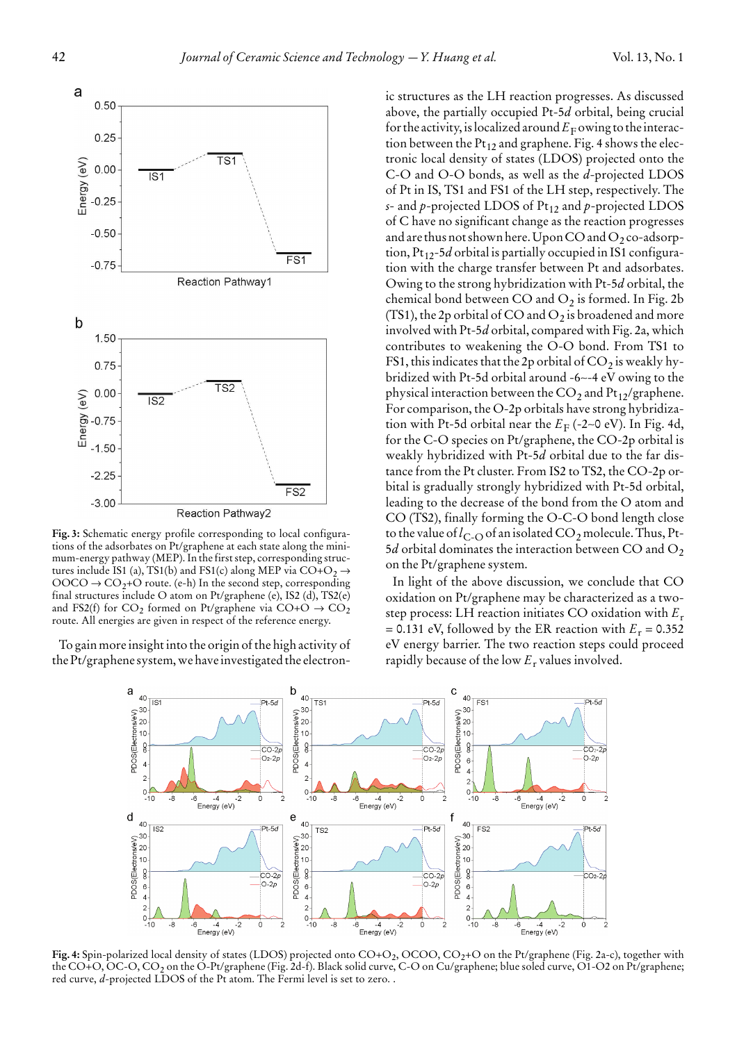Fig. 3: Schematic energy profile corresponding to local configurations of the adsorbates on Pt/graphene at each state along the minimum-energy pathway (MEP). In the first step, corresponding structures include IS1 (a), TS1(b) and FS1(c) along MEP via $CO+O_2 \rightarrow OOCO \rightarrow CO_2$+O route. (e-h) In the second step, corresponding final structures include O atom on Pt/graphene (e), IS2 (d), TS2(e) and FS2(f) for $CO_2$ formed on Pt/graphene via CO+O $\rightarrow CO_2$ route. All energies are given in respect of the reference energy.

To gain more insight into the origin of the high activity of the Pt/graphene system, we have investigated the electronic structures as the LH reaction progresses. As discussed above, the partially occupied Pt-5*d* orbital, being crucial for the activity, is localized around $E_F$ owing to the interaction between the $Pt_{12}$ and graphene. Fig. 4 shows the electronic local density of states (LDOS) projected onto the C-O and O-O bonds, as well as the *d*-projected LDOS of Pt in IS, TS1 and FS1 of the LH step, respectively. The *s*- and *p*-projected LDOS of $Pt_{12}$ and *p*-projected LDOS of C have no significant change as the reaction progresses and are thus not shown here. Upon CO and $O_2$ co-adsorption, $Pt_{12}$-5*d* orbital is partially occupied in IS1 configuration with the charge transfer between Pt and adsorbates. Owing to the strong hybridization with Pt-5*d* orbital, the chemical bond between CO and $O_2$ is formed. In Fig. 2b (TS1), the 2p orbital of CO and $O_2$ is broadened and more involved with Pt-5*d* orbital, compared with Fig. 2a, which contributes to weakening the O-O bond. From TS1 to FS1, this indicates that the 2p orbital of $CO_2$ is weakly hybridized with Pt-5d orbital around -6~-4 eV owing to the physical interaction between the $CO_2$ and $Pt_{12}$/graphene. For comparison, the O-2p orbitals have strong hybridization with Pt-5d orbital near the $E_F$ (-2~0 eV). In Fig. 4d, for the C-O species on Pt/graphene, the CO-2p orbital is weakly hybridized with Pt-5*d* orbital due to the far distance from the Pt cluster. From IS2 to TS2, the CO-2p orbital is gradually strongly hybridized with Pt-5d orbital, leading to the decrease of the bond from the O atom and CO (TS2), finally forming the O-C-O bond length close to the value of $l_{C-O}$ of an isolated $CO_2$ molecule. Thus, Pt-5*d* orbital dominates the interaction between CO and $O_2$ on the Pt/graphene system.

In light of the above discussion, we conclude that CO oxidation on Pt/graphene may be characterized as a two-step process: LH reaction initiates CO oxidation with $E_r$ = 0.131 eV, followed by the ER reaction with $E_r$ = 0.352 eV energy barrier. The two reaction steps could proceed rapidly because of the low $E_r$ values involved.

Fig. 4: Spin-polarized local density of states (LDOS) projected onto $CO+O_2$, OCOO, $CO_2$+O on the Pt/graphene (Fig. 2a-c), together with the CO+O, OC-O, $CO_2$ on the O-Pt/graphene (Fig. 2d-f). Black solid curve, C-O on Cu/graphene; blue soled curve, O1-O2 on Pt/graphene; red curve, *d*-projected LDOS of the Pt atom. The Fermi level is set to zero. .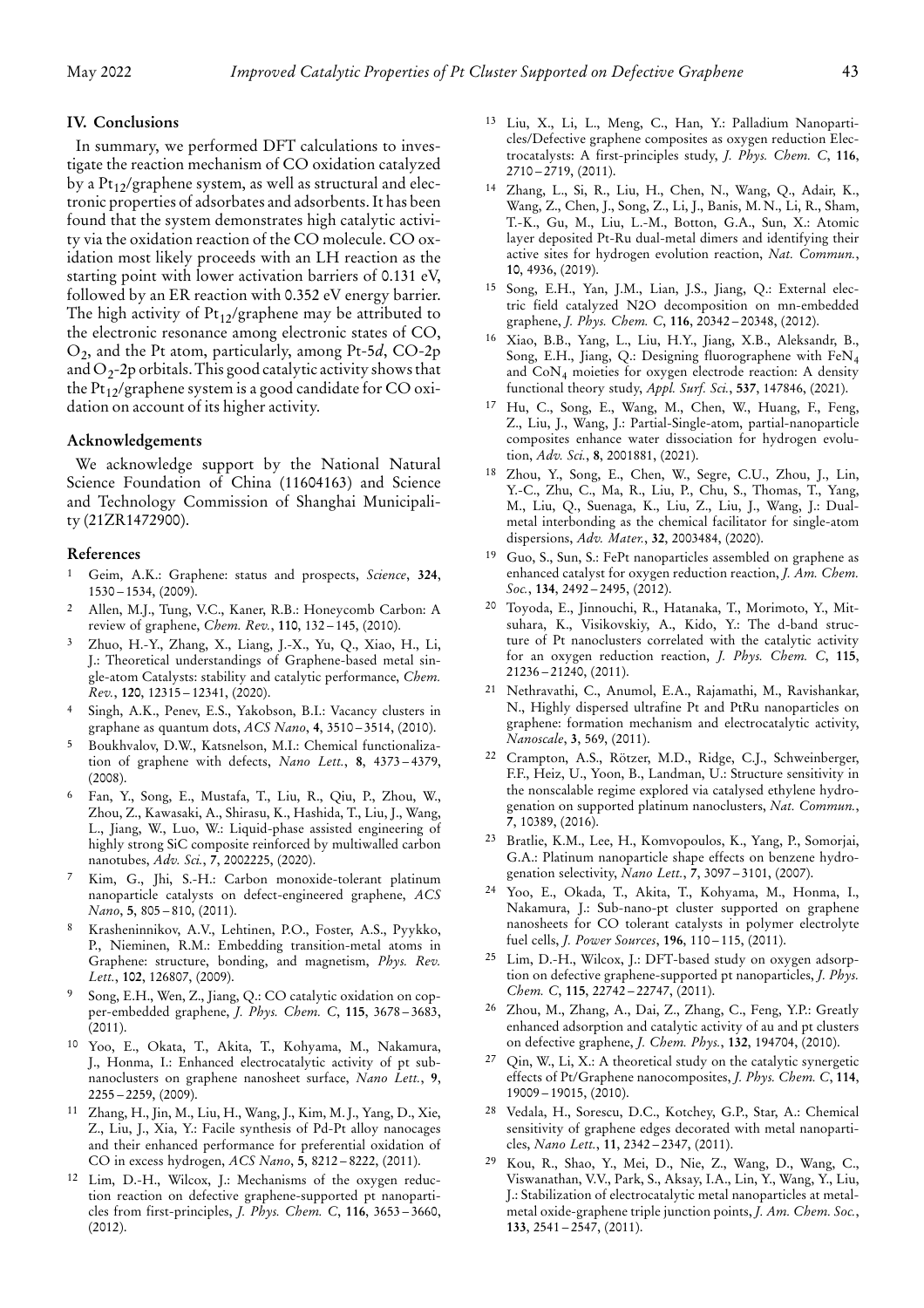## IV. Conclusions

In summary, we performed DFT calculations to investigate the reaction mechanism of CO oxidation catalyzed by a $Pt_{12}$/graphene system, as well as structural and electronic properties of adsorbates and adsorbents. It has been found that the system demonstrates high catalytic activity via the oxidation reaction of the CO molecule. CO oxidation most likely proceeds with an LH reaction as the starting point with lower activation barriers of 0.131 eV, followed by an ER reaction with 0.352 eV energy barrier. The high activity of $Pt_{12}$/graphene may be attributed to the electronic resonance among electronic states of CO, $O_2$, and the Pt atom, particularly, among Pt-5*d*, CO-2p and $O_2$-2p orbitals. This good catalytic activity shows that the $Pt_{12}$/graphene system is a good candidate for CO oxidation on account of its higher activity.

### Acknowledgements

We acknowledge support by the National Natural Science Foundation of China (11604163) and Science and Technology Commission of Shanghai Municipality (21ZR1472900).

### References

1. Geim, A.K.: Graphene: status and prospects, *Science*, **324**, 1530 – 1534, (2009).
2. Allen, M.J., Tung, V.C., Kaner, R.B.: Honeycomb Carbon: A review of graphene, *Chem. Rev.*, **110**, 132 – 145, (2010).
3. Zhuo, H.-Y., Zhang, X., Liang, J.-X., Yu, Q., Xiao, H., Li, J.: Theoretical understandings of Graphene-based metal single-atom Catalysts: stability and catalytic performance, *Chem. Rev.*, **120**, 12315 – 12341, (2020).
4. Singh, A.K., Penev, E.S., Yakobson, B.I.: Vacancy clusters in graphane as quantum dots, *ACS Nano*, **4**, 3510 – 3514, (2010).
5. Boukhvalov, D.W., Katsnelson, M.I.: Chemical functionalization of graphene with defects, *Nano Lett.*, **8**, 4373 – 4379, (2008).
6. Fan, Y., Song, E., Mustafa, T., Liu, R., Qiu, P., Zhou, W., Zhou, Z., Kawasaki, A., Shirasu, K., Hashida, T., Liu, J., Wang, L., Jiang, W., Luo, W.: Liquid-phase assisted engineering of highly strong SiC composite reinforced by multiwalled carbon nanotubes, *Adv. Sci.*, **7**, 2002225, (2020).
7. Kim, G., Jhi, S.-H.: Carbon monoxide-tolerant platinum nanoparticle catalysts on defect-engineered graphene, *ACS Nano*, **5**, 805 – 810, (2011).
8. Krasheninnikov, A.V., Lehtinen, P.O., Foster, A.S., Pyykko, P., Nieminen, R.M.: Embedding transition-metal atoms in Graphene: structure, bonding, and magnetism, *Phys. Rev. Lett.*, **102**, 126807, (2009).
9. Song, E.H., Wen, Z., Jiang, Q.: CO catalytic oxidation on copper-embedded graphene, *J. Phys. Chem. C*, **115**, 3678 – 3683, (2011).
10. Yoo, E., Okata, T., Akita, T., Kohyama, M., Nakamura, J., Honma, I.: Enhanced electrocatalytic activity of pt subnanoclusters on graphene nanosheet surface, *Nano Lett.*, **9**, 2255 – 2259, (2009).
11. Zhang, H., Jin, M., Liu, H., Wang, J., Kim, M.J., Yang, D., Xie, Z., Liu, J., Xia, Y.: Facile synthesis of Pd-Pt alloy nanocages and their enhanced performance for preferential oxidation of CO in excess hydrogen, *ACS Nano*, **5**, 8212 – 8222, (2011).
12. Lim, D.-H., Wilcox, J.: Mechanisms of the oxygen reduction reaction on defective graphene-supported pt nanoparticles from first-principles, *J. Phys. Chem. C*, **116**, 3653 – 3660, (2012).
13. Liu, X., Li, L., Meng, C., Han, Y.: Palladium Nanoparticles/Defective graphene composites as oxygen reduction Electrocatalysts: A first-principles study, *J. Phys. Chem. C*, **116**, 2710 – 2719, (2011).
14. Zhang, L., Si, R., Liu, H., Chen, N., Wang, Q., Adair, K., Wang, Z., Chen, J., Song, Z., Li, J., Banis, M.N., Li, R., Sham, T.-K., Gu, M., Liu, L.-M., Botton, G.A., Sun, X.: Atomic layer deposited Pt-Ru dual-metal dimers and identifying their active sites for hydrogen evolution reaction, *Nat. Commun.*, **10**, 4936, (2019).
15. Song, E.H., Yan, J.M., Lian, J.S., Jiang, Q.: External electric field catalyzed N2O decomposition on mn-embedded graphene, *J. Phys. Chem. C*, **116**, 20342 – 20348, (2012).
16. Xiao, B.B., Yang, L., Liu, H.Y., Jiang, X.B., Aleksandr, B., Song, E.H., Jiang, Q.: Designing fluorographene with $FeN_4$ and $CoN_4$ moieties for oxygen electrode reaction: A density functional theory study, *Appl. Surf. Sci.*, **537**, 147846, (2021).
17. Hu, C., Song, E., Wang, M., Chen, W., Huang, F., Feng, Z., Liu, J., Wang, J.: Partial-Single-atom, partial-nanoparticle composites enhance water dissociation for hydrogen evolution, *Adv. Sci.*, **8**, 2001881, (2021).
18. Zhou, Y., Song, E., Chen, W., Segre, C.U., Zhou, J., Lin, Y.-C., Zhu, C., Ma, R., Liu, P., Chu, S., Thomas, T., Yang, M., Liu, Q., Suenaga, K., Liu, Z., Liu, J., Wang, J.: Dual-metal interbonding as the chemical facilitator for single-atom dispersions, *Adv. Mater.*, **32**, 2003484, (2020).
19. Guo, S., Sun, S.: FePt nanoparticles assembled on graphene as enhanced catalyst for oxygen reduction reaction, *J. Am. Chem. Soc.*, **134**, 2492 – 2495, (2012).
20. Toyoda, E., Jinnouchi, R., Hatanaka, T., Morimoto, Y., Mitsuhara, K., Visikovskiy, A., Kido, Y.: The d-band structure of Pt nanoclusters correlated with the catalytic activity for an oxygen reduction reaction, *J. Phys. Chem. C*, **115**, 21236 – 21240, (2011).
21. Nethravathi, C., Anumol, E.A., Rajamathi, M., Ravishankar, N., Highly dispersed ultrafine Pt and PtRu nanoparticles on graphene: formation mechanism and electrocatalytic activity, *Nanoscale*, **3**, 569, (2011).
22. Crampton, A.S., Rötzer, M.D., Ridge, C.J., Schweinberger, F.F., Heiz, U., Yoon, B., Landman, U.: Structure sensitivity in the nonscalable regime explored via catalysed ethylene hydrogenation on supported platinum nanoclusters, *Nat. Commun.*, **7**, 10389, (2016).
23. Bratlie, K.M., Lee, H., Komvopoulos, K., Yang, P., Somorjai, G.A.: Platinum nanoparticle shape effects on benzene hydrogenation selectivity, *Nano Lett.*, **7**, 3097 – 3101, (2007).
24. Yoo, E., Okada, T., Akita, T., Kohyama, M., Honma, I., Nakamura, J.: Sub-nano-pt cluster supported on graphene nanosheets for CO tolerant catalysts in polymer electrolyte fuel cells, *J. Power Sources*, **196**, 110 – 115, (2011).
25. Lim, D.-H., Wilcox, J.: DFT-based study on oxygen adsorption on defective graphene-supported pt nanoparticles, *J. Phys. Chem. C*, **115**, 22742 – 22747, (2011).
26. Zhou, M., Zhang, A., Dai, Z., Zhang, C., Feng, Y.P.: Greatly enhanced adsorption and catalytic activity of au and pt clusters on defective graphene, *J. Chem. Phys.*, **132**, 194704, (2010).
27. Qin, W., Li, X.: A theoretical study on the catalytic synergetic effects of Pt/Graphene nanocomposites, *J. Phys. Chem. C*, **114**, 19009 – 19015, (2010).
28. Vedala, H., Sorescu, D.C., Kotchey, G.P., Star, A.: Chemical sensitivity of graphene edges decorated with metal nanoparticles, *Nano Lett.*, **11**, 2342 – 2347, (2011).
29. Kou, R., Shao, Y., Mei, D., Nie, Z., Wang, D., Wang, C., Viswanathan, V.V., Park, S., Aksay, I.A., Lin, Y., Wang, Y., Liu, J.: Stabilization of electrocatalytic metal nanoparticles at metal-metal oxide-graphene triple junction points, *J. Am. Chem. Soc.*, **133**, 2541 – 2547, (2011).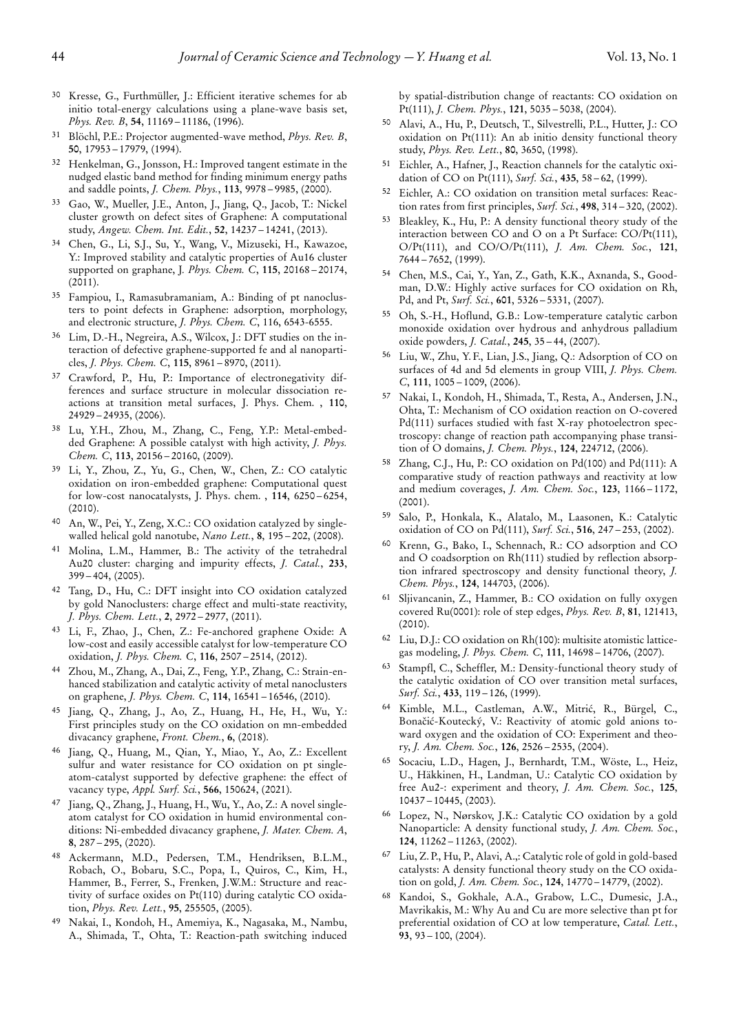30 Kresse, G., Furthmüller, J.: Efficient iterative schemes for ab initio total-energy calculations using a plane-wave basis set, *Phys. Rev. B*, **54**, 11169 – 11186, (1996).

31 Blöchl, P.E.: Projector augmented-wave method, *Phys. Rev. B*, **50**, 17953 – 17979, (1994).

32 Henkelman, G., Jonsson, H.: Improved tangent estimate in the nudged elastic band method for finding minimum energy paths and saddle points, *J. Chem. Phys.*, **113**, 9978 – 9985, (2000).

33 Gao, W., Mueller, J.E., Anton, J., Jiang, Q., Jacob, T.: Nickel cluster growth on defect sites of Graphene: A computational study, *Angew. Chem. Int. Edit.*, **52**, 14237 – 14241, (2013).

34 Chen, G., Li, S.J., Su, Y., Wang, V., Mizuseki, H., Kawazoe, Y.: Improved stability and catalytic properties of Au16 cluster supported on graphane, J. *Phys. Chem. C*, **115**, 20168 – 20174, (2011).

35 Fampiou, I., Ramasubramaniam, A.: Binding of pt nanoclusters to point defects in Graphene: adsorption, morphology, and electronic structure, *J. Phys. Chem. C*, 116, 6543-6555.

36 Lim, D.-H., Negreira, A.S., Wilcox, J.: DFT studies on the interaction of defective graphene-supported fe and al nanoparticles, *J. Phys. Chem. C*, **115**, 8961 – 8970, (2011).

37 Crawford, P., Hu, P.: Importance of electronegativity differences and surface structure in molecular dissociation reactions at transition metal surfaces, J. Phys. Chem. , **110**, 24929 – 24935, (2006).

38 Lu, Y.H., Zhou, M., Zhang, C., Feng, Y.P.: Metal-embedded Graphene: A possible catalyst with high activity, *J. Phys. Chem. C*, **113**, 20156 – 20160, (2009).

39 Li, Y., Zhou, Z., Yu, G., Chen, W., Chen, Z.: CO catalytic oxidation on iron-embedded graphene: Computational quest for low-cost nanocatalysts, J. Phys. chem. , **114**, 6250 – 6254, (2010).

40 An, W., Pei, Y., Zeng, X.C.: CO oxidation catalyzed by single-walled helical gold nanotube, *Nano Lett.*, **8**, 195 – 202, (2008).

41 Molina, L.M., Hammer, B.: The activity of the tetrahedral Au20 cluster: charging and impurity effects, *J. Catal.*, **233**, 399 – 404, (2005).

42 Tang, D., Hu, C.: DFT insight into CO oxidation catalyzed by gold Nanoclusters: charge effect and multi-state reactivity, *J. Phys. Chem. Lett.*, **2**, 2972 – 2977, (2011).

43 Li, F., Zhao, J., Chen, Z.: Fe-anchored graphene Oxide: A low-cost and easily accessible catalyst for low-temperature CO oxidation, *J. Phys. Chem. C*, **116**, 2507 – 2514, (2012).

44 Zhou, M., Zhang, A., Dai, Z., Feng, Y.P., Zhang, C.: Strain-enhanced stabilization and catalytic activity of metal nanoclusters on graphene, *J. Phys. Chem. C*, **114**, 16541 – 16546, (2010).

45 Jiang, Q., Zhang, J., Ao, Z., Huang, H., He, H., Wu, Y.: First principles study on the CO oxidation on mn-embedded divacancy graphene, *Front. Chem.*, **6**, (2018).

46 Jiang, Q., Huang, M., Qian, Y., Miao, Y., Ao, Z.: Excellent sulfur and water resistance for CO oxidation on pt single-atom-catalyst supported by defective graphene: the effect of vacancy type, *Appl. Surf. Sci.*, **566**, 150624, (2021).

47 Jiang, Q., Zhang, J., Huang, H., Wu, Y., Ao, Z.: A novel single-atom catalyst for CO oxidation in humid environmental conditions: Ni-embedded divacancy graphene, *J. Mater. Chem. A*, **8**, 287 – 295, (2020).

48 Ackermann, M.D., Pedersen, T.M., Hendriksen, B.L.M., Robach, O., Bobaru, S.C., Popa, I., Quiros, C., Kim, H., Hammer, B., Ferrer, S., Frenken, J.W.M.: Structure and reactivity of surface oxides on Pt(110) during catalytic CO oxidation, *Phys. Rev. Lett.*, **95**, 255505, (2005).

49 Nakai, I., Kondoh, H., Amemiya, K., Nagasaka, M., Nambu, A., Shimada, T., Ohta, T.: Reaction-path switching induced by spatial-distribution change of reactants: CO oxidation on Pt(111), *J. Chem. Phys.*, **121**, 5035 – 5038, (2004).

50 Alavi, A., Hu, P., Deutsch, T., Silvestrelli, P.L., Hutter, J.: CO oxidation on Pt(111): An ab initio density functional theory study, *Phys. Rev. Lett.*, **80**, 3650, (1998).

51 Eichler, A., Hafner, J., Reaction channels for the catalytic oxidation of CO on Pt(111), *Surf. Sci.*, **435**, 58 – 62, (1999).

52 Eichler, A.: CO oxidation on transition metal surfaces: Reaction rates from first principles, *Surf. Sci.*, **498**, 314 – 320, (2002).

53 Bleakley, K., Hu, P.: A density functional theory study of the interaction between CO and O on a Pt Surface: CO/Pt(111), O/Pt(111), and CO/O/Pt(111), *J. Am. Chem. Soc.*, **121**, 7644 – 7652, (1999).

54 Chen, M.S., Cai, Y., Yan, Z., Gath, K.K., Axnanda, S., Goodman, D.W.: Highly active surfaces for CO oxidation on Rh, Pd, and Pt, *Surf. Sci.*, **601**, 5326 – 5331, (2007).

55 Oh, S.-H., Hoflund, G.B.: Low-temperature catalytic carbon monoxide oxidation over hydrous and anhydrous palladium oxide powders, *J. Catal.*, **245**, 35 – 44, (2007).

56 Liu, W., Zhu, Y. F., Lian, J.S., Jiang, Q.: Adsorption of CO on surfaces of 4d and 5d elements in group VIII, *J. Phys. Chem. C*, **111**, 1005 – 1009, (2006).

57 Nakai, I., Kondoh, H., Shimada, T., Resta, A., Andersen, J.N., Ohta, T.: Mechanism of CO oxidation reaction on O-covered Pd(111) surfaces studied with fast X-ray photoelectron spectroscopy: change of reaction path accompanying phase transition of O domains, *J. Chem. Phys.*, **124**, 224712, (2006).

58 Zhang, C.J., Hu, P.: CO oxidation on Pd(100) and Pd(111): A comparative study of reaction pathways and reactivity at low and medium coverages, *J. Am. Chem. Soc.*, **123**, 1166 – 1172, (2001).

59 Salo, P., Honkala, K., Alatalo, M., Laasonen, K.: Catalytic oxidation of CO on Pd(111), *Surf. Sci.*, **516**, 247 – 253, (2002).

60 Krenn, G., Bako, I., Schennach, R.: CO adsorption and CO and O coadsorption on Rh(111) studied by reflection absorption infrared spectroscopy and density functional theory, *J. Chem. Phys.*, **124**, 144703, (2006).

61 Sljivancanin, Z., Hammer, B.: CO oxidation on fully oxygen covered Ru(0001): role of step edges, *Phys. Rev. B*, **81**, 121413, (2010).

62 Liu, D.J.: CO oxidation on Rh(100): multisite atomistic lattice-gas modeling, *J. Phys. Chem. C*, **111**, 14698 – 14706, (2007).

63 Stampfl, C., Scheffler, M.: Density-functional theory study of the catalytic oxidation of CO over transition metal surfaces, *Surf. Sci.*, **433**, 119 – 126, (1999).

64 Kimble, M.L., Castleman, A.W., Mitrić, R., Bürgel, C., Bonačić-Koutecký, V.: Reactivity of atomic gold anions toward oxygen and the oxidation of CO: Experiment and theory, *J. Am. Chem. Soc.*, **126**, 2526 – 2535, (2004).

65 Socaciu, L.D., Hagen, J., Bernhardt, T.M., Wöste, L., Heiz, U., Häkkinen, H., Landman, U.: Catalytic CO oxidation by free Au2-: experiment and theory, *J. Am. Chem. Soc.*, **125**, 10437 – 10445, (2003).

66 Lopez, N., Nørskov, J.K.: Catalytic CO oxidation by a gold Nanoparticle: A density functional study, *J. Am. Chem. Soc.*, **124**, 11262 – 11263, (2002).

67 Liu, Z. P., Hu, P., Alavi, A.,: Catalytic role of gold in gold-based catalysts: A density functional theory study on the CO oxidation on gold, *J. Am. Chem. Soc.*, **124**, 14770 – 14779, (2002).

68 Kandoi, S., Gokhale, A.A., Grabow, L.C., Dumesic, J.A., Mavrikakis, M.: Why Au and Cu are more selective than pt for preferential oxidation of CO at low temperature, *Catal. Lett.*, **93**, 93 – 100, (2004).